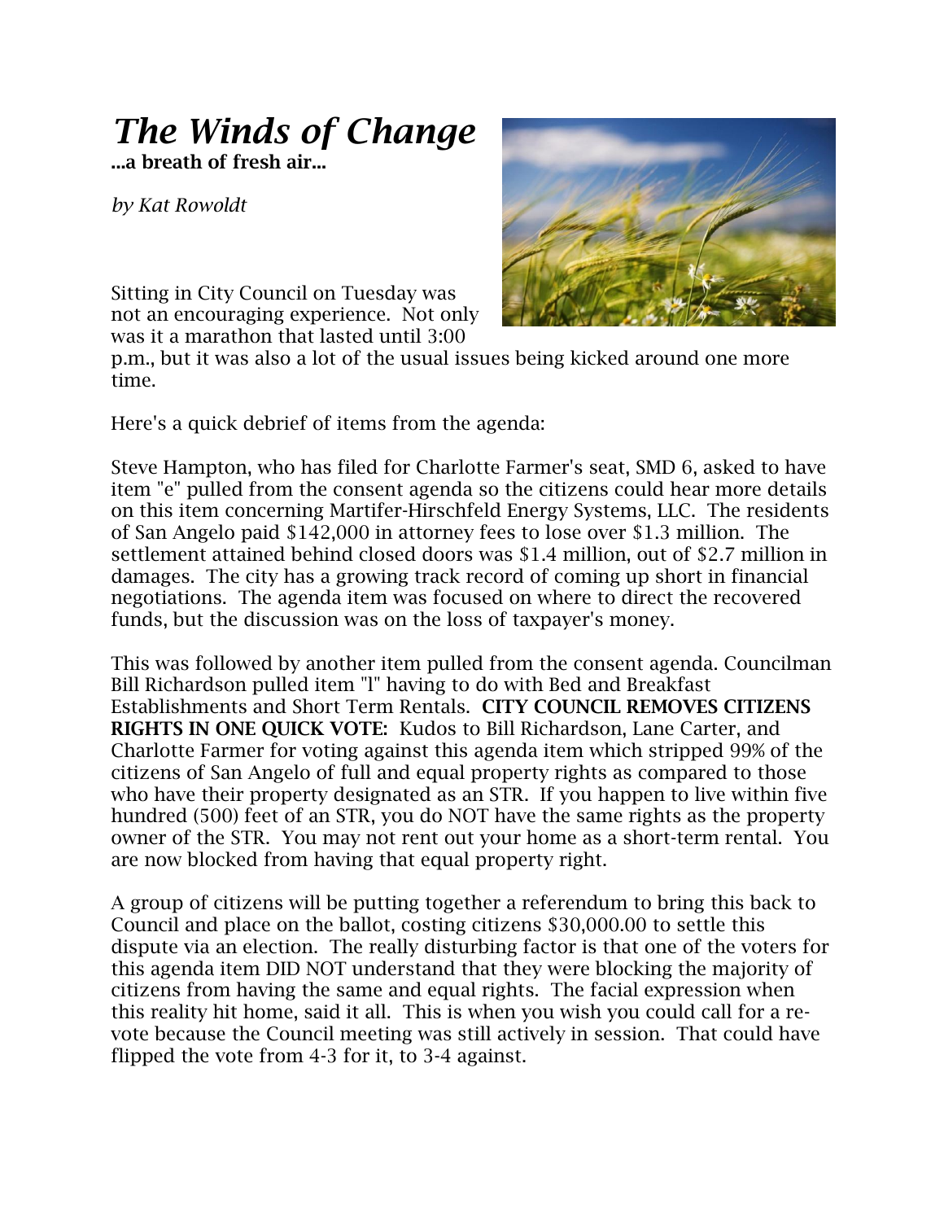# *The Winds of Change*

**...a breath of fresh air...**

*by Kat Rowoldt*

Sitting in City Council on Tuesday was not an encouraging experience. Not only was it a marathon that lasted until 3:00 p.m., but it was also a lot of the usual issues being kicked around one more time.

Here's a quick debrief of items from the agenda:

Steve Hampton, who has filed for Charlotte Farmer's seat, SMD 6, asked to have item "e" pulled from the consent agenda so the citizens could hear more details on this item concerning Martifer-Hirschfeld Energy Systems, LLC. The residents of San Angelo paid $142,000 in attorney fees to lose over $1.3 million. The settlement attained behind closed doors was $1.4 million, out of $2.7 million in damages. The city has a growing track record of coming up short in financial negotiations. The agenda item was focused on where to direct the recovered funds, but the discussion was on the loss of taxpayer's money.

This was followed by another item pulled from the consent agenda. Councilman Bill Richardson pulled item "l" having to do with Bed and Breakfast Establishments and Short Term Rentals. **CITY COUNCIL REMOVES CITIZENS RIGHTS IN ONE QUICK VOTE:** Kudos to Bill Richardson, Lane Carter, and Charlotte Farmer for voting against this agenda item which stripped 99% of the citizens of San Angelo of full and equal property rights as compared to those who have their property designated as an STR. If you happen to live within five hundred (500) feet of an STR, you do NOT have the same rights as the property owner of the STR. You may not rent out your home as a short-term rental. You are now blocked from having that equal property right.

A group of citizens will be putting together a referendum to bring this back to Council and place on the ballot, costing citizens $30,000.00 to settle this dispute via an election. The really disturbing factor is that one of the voters for this agenda item DID NOT understand that they were blocking the majority of citizens from having the same and equal rights. The facial expression when this reality hit home, said it all. This is when you wish you could call for a re-vote because the Council meeting was still actively in session. That could have flipped the vote from 4-3 for it, to 3-4 against.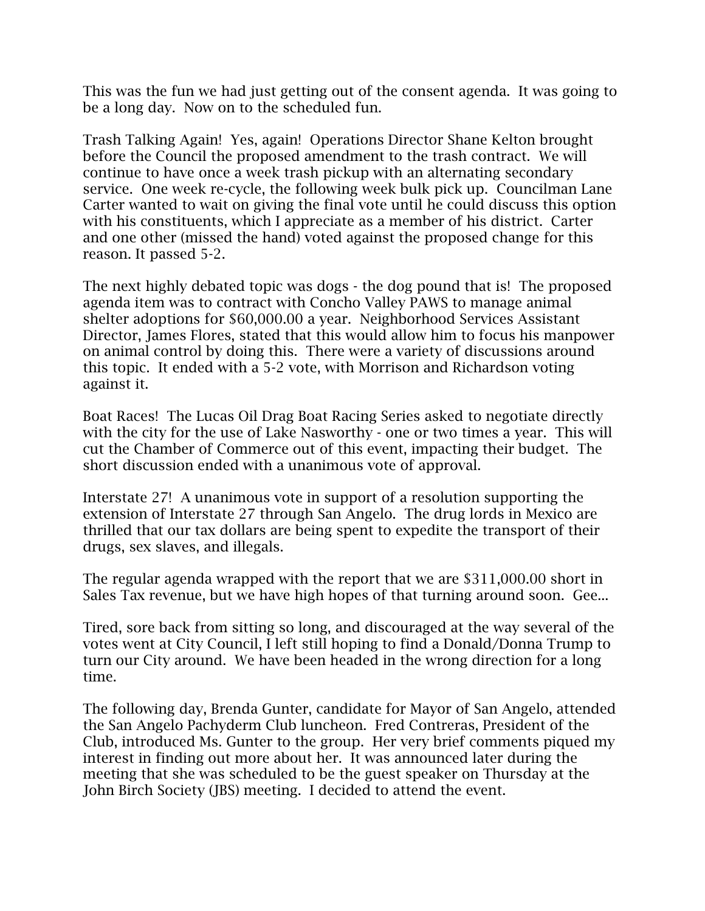This was the fun we had just getting out of the consent agenda. It was going to be a long day. Now on to the scheduled fun.

Trash Talking Again! Yes, again! Operations Director Shane Kelton brought before the Council the proposed amendment to the trash contract. We will continue to have once a week trash pickup with an alternating secondary service. One week re-cycle, the following week bulk pick up. Councilman Lane Carter wanted to wait on giving the final vote until he could discuss this option with his constituents, which I appreciate as a member of his district. Carter and one other (missed the hand) voted against the proposed change for this reason. It passed 5-2.

The next highly debated topic was dogs - the dog pound that is! The proposed agenda item was to contract with Concho Valley PAWS to manage animal shelter adoptions for $60,000.00 a year. Neighborhood Services Assistant Director, James Flores, stated that this would allow him to focus his manpower on animal control by doing this. There were a variety of discussions around this topic. It ended with a 5-2 vote, with Morrison and Richardson voting against it.

Boat Races! The Lucas Oil Drag Boat Racing Series asked to negotiate directly with the city for the use of Lake Nasworthy - one or two times a year. This will cut the Chamber of Commerce out of this event, impacting their budget. The short discussion ended with a unanimous vote of approval.

Interstate 27! A unanimous vote in support of a resolution supporting the extension of Interstate 27 through San Angelo. The drug lords in Mexico are thrilled that our tax dollars are being spent to expedite the transport of their drugs, sex slaves, and illegals.

The regular agenda wrapped with the report that we are $311,000.00 short in Sales Tax revenue, but we have high hopes of that turning around soon. Gee...

Tired, sore back from sitting so long, and discouraged at the way several of the votes went at City Council, I left still hoping to find a Donald/Donna Trump to turn our City around. We have been headed in the wrong direction for a long time.

The following day, Brenda Gunter, candidate for Mayor of San Angelo, attended the San Angelo Pachyderm Club luncheon. Fred Contreras, President of the Club, introduced Ms. Gunter to the group. Her very brief comments piqued my interest in finding out more about her. It was announced later during the meeting that she was scheduled to be the guest speaker on Thursday at the John Birch Society (JBS) meeting. I decided to attend the event.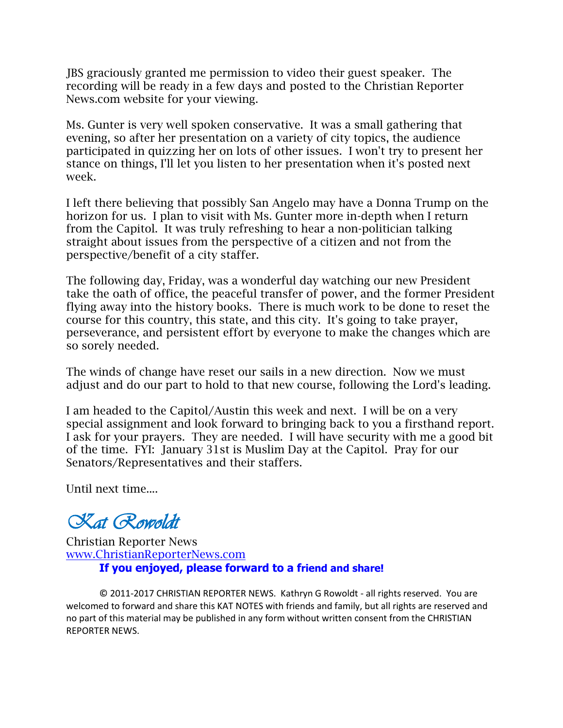JBS graciously granted me permission to video their guest speaker. The recording will be ready in a few days and posted to the Christian Reporter News.com website for your viewing.

Ms. Gunter is very well spoken conservative. It was a small gathering that evening, so after her presentation on a variety of city topics, the audience participated in quizzing her on lots of other issues. I won't try to present her stance on things, I'll let you listen to her presentation when it's posted next week.

I left there believing that possibly San Angelo may have a Donna Trump on the horizon for us. I plan to visit with Ms. Gunter more in-depth when I return from the Capitol. It was truly refreshing to hear a non-politician talking straight about issues from the perspective of a citizen and not from the perspective/benefit of a city staffer.

The following day, Friday, was a wonderful day watching our new President take the oath of office, the peaceful transfer of power, and the former President flying away into the history books. There is much work to be done to reset the course for this country, this state, and this city. It's going to take prayer, perseverance, and persistent effort by everyone to make the changes which are so sorely needed.

The winds of change have reset our sails in a new direction. Now we must adjust and do our part to hold to that new course, following the Lord's leading.

I am headed to the Capitol/Austin this week and next. I will be on a very special assignment and look forward to bringing back to you a firsthand report. I ask for your prayers. They are needed. I will have security with me a good bit of the time. FYI: January 31st is Muslim Day at the Capitol. Pray for our Senators/Representatives and their staffers.

Until next time....

*Kat Rowoldt*

Christian Reporter News
[www.ChristianReporterNews.com](http://www.ChristianReporterNews.com)

**If you enjoyed, please forward to a friend and share!**

© 2011-2017 CHRISTIAN REPORTER NEWS. Kathryn G Rowoldt - all rights reserved. You are welcomed to forward and share this KAT NOTES with friends and family, but all rights are reserved and no part of this material may be published in any form without written consent from the CHRISTIAN REPORTER NEWS.